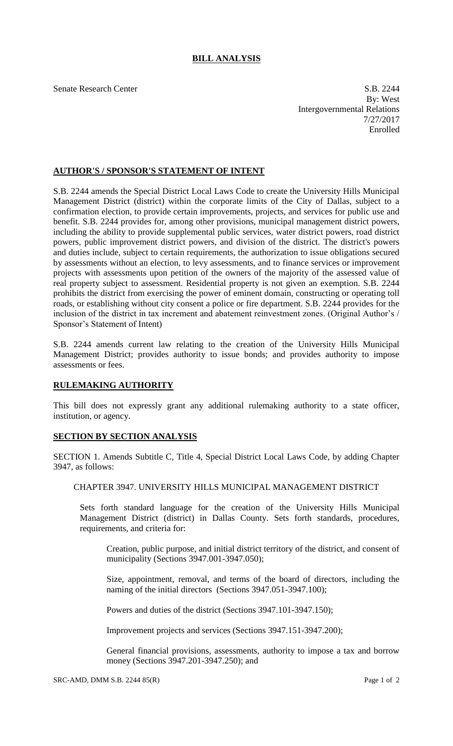# BILL ANALYSIS

Senate Research Center

S.B. 2244
By: West
Intergovernmental Relations
7/27/2017
Enrolled

## AUTHOR'S / SPONSOR'S STATEMENT OF INTENT

S.B. 2244 amends the Special District Local Laws Code to create the University Hills Municipal Management District (district) within the corporate limits of the City of Dallas, subject to a confirmation election, to provide certain improvements, projects, and services for public use and benefit. S.B. 2244 provides for, among other provisions, municipal management district powers, including the ability to provide supplemental public services, water district powers, road district powers, public improvement district powers, and division of the district. The district's powers and duties include, subject to certain requirements, the authorization to issue obligations secured by assessments without an election, to levy assessments, and to finance services or improvement projects with assessments upon petition of the owners of the majority of the assessed value of real property subject to assessment. Residential property is not given an exemption. S.B. 2244 prohibits the district from exercising the power of eminent domain, constructing or operating toll roads, or establishing without city consent a police or fire department. S.B. 2244 provides for the inclusion of the district in tax increment and abatement reinvestment zones. (Original Author's / Sponsor's Statement of Intent)

S.B. 2244 amends current law relating to the creation of the University Hills Municipal Management District; provides authority to issue bonds; and provides authority to impose assessments or fees.

## RULEMAKING AUTHORITY

This bill does not expressly grant any additional rulemaking authority to a state officer, institution, or agency.

## SECTION BY SECTION ANALYSIS

SECTION 1. Amends Subtitle C, Title 4, Special District Local Laws Code, by adding Chapter 3947, as follows:

CHAPTER 3947. UNIVERSITY HILLS MUNICIPAL MANAGEMENT DISTRICT

Sets forth standard language for the creation of the University Hills Municipal Management District (district) in Dallas County. Sets forth standards, procedures, requirements, and criteria for:

Creation, public purpose, and initial district territory of the district, and consent of municipality (Sections 3947.001-3947.050);

Size, appointment, removal, and terms of the board of directors, including the naming of the initial directors (Sections 3947.051-3947.100);

Powers and duties of the district (Sections 3947.101-3947.150);

Improvement projects and services (Sections 3947.151-3947.200);

General financial provisions, assessments, authority to impose a tax and borrow money (Sections 3947.201-3947.250); and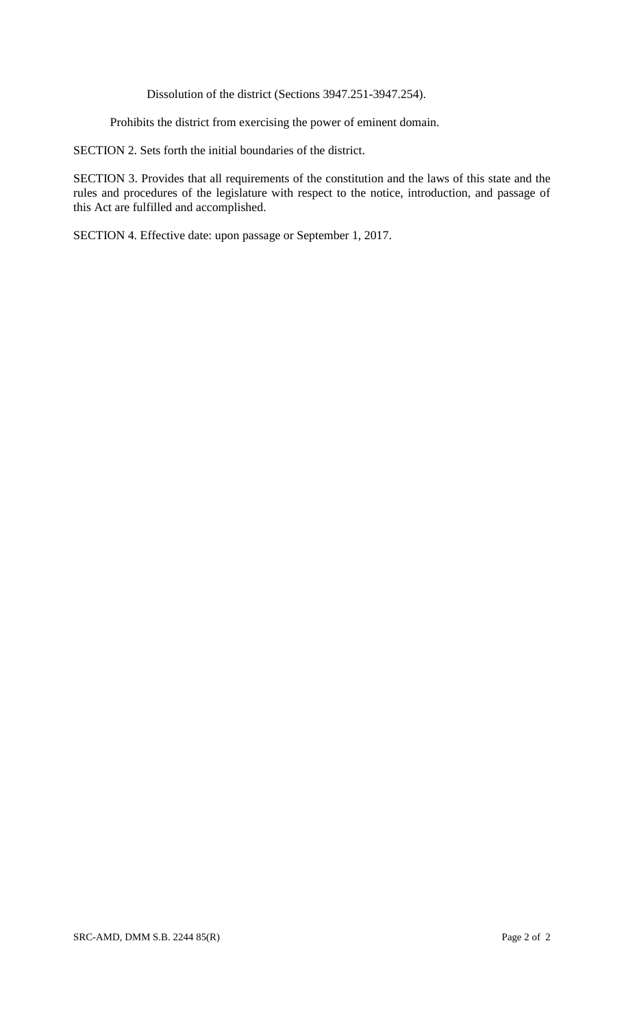Dissolution of the district (Sections 3947.251-3947.254).

Prohibits the district from exercising the power of eminent domain.

SECTION 2. Sets forth the initial boundaries of the district.

SECTION 3. Provides that all requirements of the constitution and the laws of this state and the rules and procedures of the legislature with respect to the notice, introduction, and passage of this Act are fulfilled and accomplished.

SECTION 4. Effective date: upon passage or September 1, 2017.